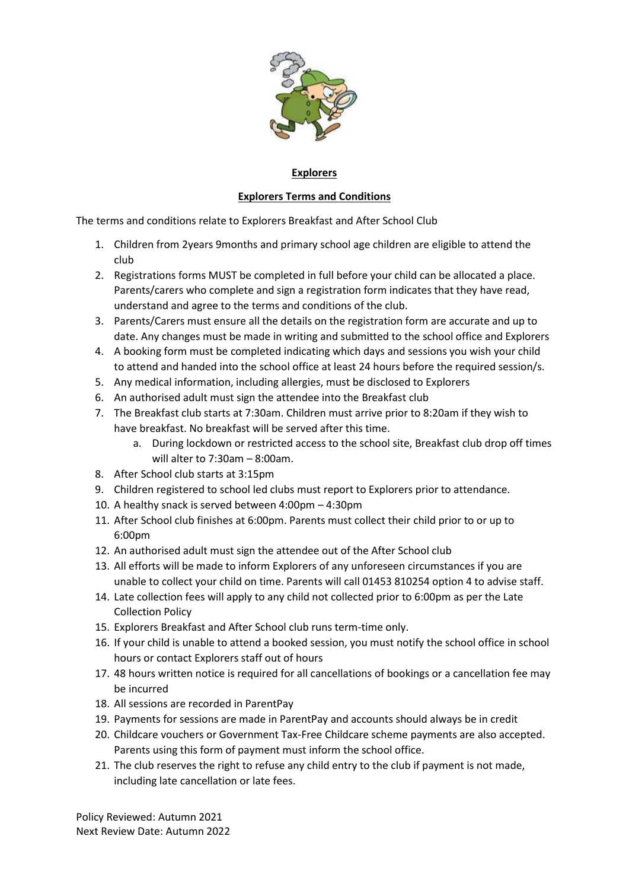# Explorers

## Explorers Terms and Conditions

The terms and conditions relate to Explorers Breakfast and After School Club

1. Children from 2years 9months and primary school age children are eligible to attend the club
2. Registrations forms MUST be completed in full before your child can be allocated a place. Parents/carers who complete and sign a registration form indicates that they have read, understand and agree to the terms and conditions of the club.
3. Parents/Carers must ensure all the details on the registration form are accurate and up to date. Any changes must be made in writing and submitted to the school office and Explorers
4. A booking form must be completed indicating which days and sessions you wish your child to attend and handed into the school office at least 24 hours before the required session/s.
5. Any medical information, including allergies, must be disclosed to Explorers
6. An authorised adult must sign the attendee into the Breakfast club
7. The Breakfast club starts at 7:30am. Children must arrive prior to 8:20am if they wish to have breakfast. No breakfast will be served after this time.
   a. During lockdown or restricted access to the school site, Breakfast club drop off times will alter to 7:30am – 8:00am.
8. After School club starts at 3:15pm
9. Children registered to school led clubs must report to Explorers prior to attendance.
10. A healthy snack is served between 4:00pm – 4:30pm
11. After School club finishes at 6:00pm. Parents must collect their child prior to or up to 6:00pm
12. An authorised adult must sign the attendee out of the After School club
13. All efforts will be made to inform Explorers of any unforeseen circumstances if you are unable to collect your child on time. Parents will call 01453 810254 option 4 to advise staff.
14. Late collection fees will apply to any child not collected prior to 6:00pm as per the Late Collection Policy
15. Explorers Breakfast and After School club runs term-time only.
16. If your child is unable to attend a booked session, you must notify the school office in school hours or contact Explorers staff out of hours
17. 48 hours written notice is required for all cancellations of bookings or a cancellation fee may be incurred
18. All sessions are recorded in ParentPay
19. Payments for sessions are made in ParentPay and accounts should always be in credit
20. Childcare vouchers or Government Tax-Free Childcare scheme payments are also accepted. Parents using this form of payment must inform the school office.
21. The club reserves the right to refuse any child entry to the club if payment is not made, including late cancellation or late fees.

Policy Reviewed: Autumn 2021
Next Review Date: Autumn 2022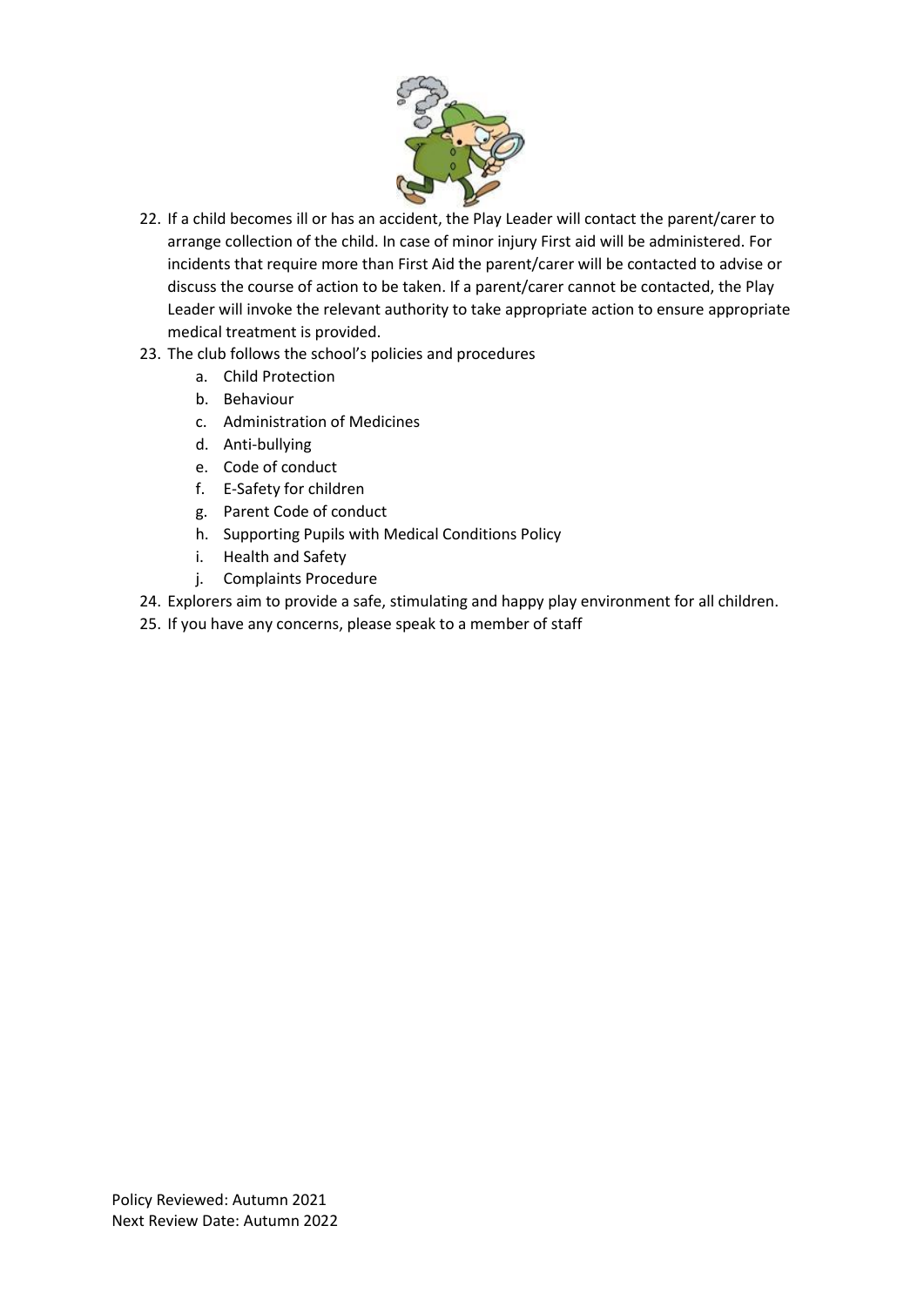22. If a child becomes ill or has an accident, the Play Leader will contact the parent/carer to arrange collection of the child. In case of minor injury First aid will be administered. For incidents that require more than First Aid the parent/carer will be contacted to advise or discuss the course of action to be taken. If a parent/carer cannot be contacted, the Play Leader will invoke the relevant authority to take appropriate action to ensure appropriate medical treatment is provided.
23. The club follows the school's policies and procedures
    a. Child Protection
    b. Behaviour
    c. Administration of Medicines
    d. Anti-bullying
    e. Code of conduct
    f. E-Safety for children
    g. Parent Code of conduct
    h. Supporting Pupils with Medical Conditions Policy
    i. Health and Safety
    j. Complaints Procedure
24. Explorers aim to provide a safe, stimulating and happy play environment for all children.
25. If you have any concerns, please speak to a member of staff

Policy Reviewed: Autumn 2021
Next Review Date: Autumn 2022